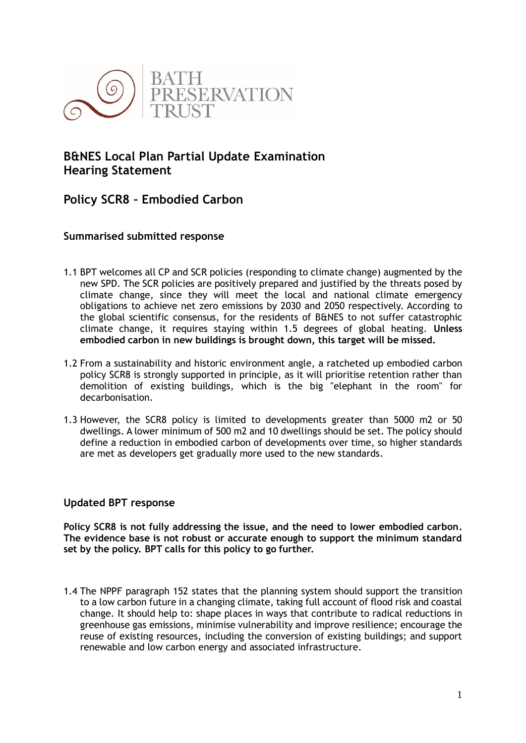BATH PRESERVATION TRUST

## B&NES Local Plan Partial Update Examination Hearing Statement

## Policy SCR8 – Embodied Carbon

### Summarised submitted response

1.1 BPT welcomes all CP and SCR policies (responding to climate change) augmented by the new SPD. The SCR policies are positively prepared and justified by the threats posed by climate change, since they will meet the local and national climate emergency obligations to achieve net zero emissions by 2030 and 2050 respectively. According to the global scientific consensus, for the residents of B&NES to not suffer catastrophic climate change, it requires staying within 1.5 degrees of global heating. **Unless embodied carbon in new buildings is brought down, this target will be missed.**

1.2 From a sustainability and historic environment angle, a ratcheted up embodied carbon policy SCR8 is strongly supported in principle, as it will prioritise retention rather than demolition of existing buildings, which is the big "elephant in the room" for decarbonisation.

1.3 However, the SCR8 policy is limited to developments greater than 5000 m2 or 50 dwellings. A lower minimum of 500 m2 and 10 dwellings should be set. The policy should define a reduction in embodied carbon of developments over time, so higher standards are met as developers get gradually more used to the new standards.

### Updated BPT response

**Policy SCR8 is not fully addressing the issue, and the need to lower embodied carbon. The evidence base is not robust or accurate enough to support the minimum standard set by the policy. BPT calls for this policy to go further.**

1.4 The NPPF paragraph 152 states that the planning system should support the transition to a low carbon future in a changing climate, taking full account of flood risk and coastal change. It should help to: shape places in ways that contribute to radical reductions in greenhouse gas emissions, minimise vulnerability and improve resilience; encourage the reuse of existing resources, including the conversion of existing buildings; and support renewable and low carbon energy and associated infrastructure.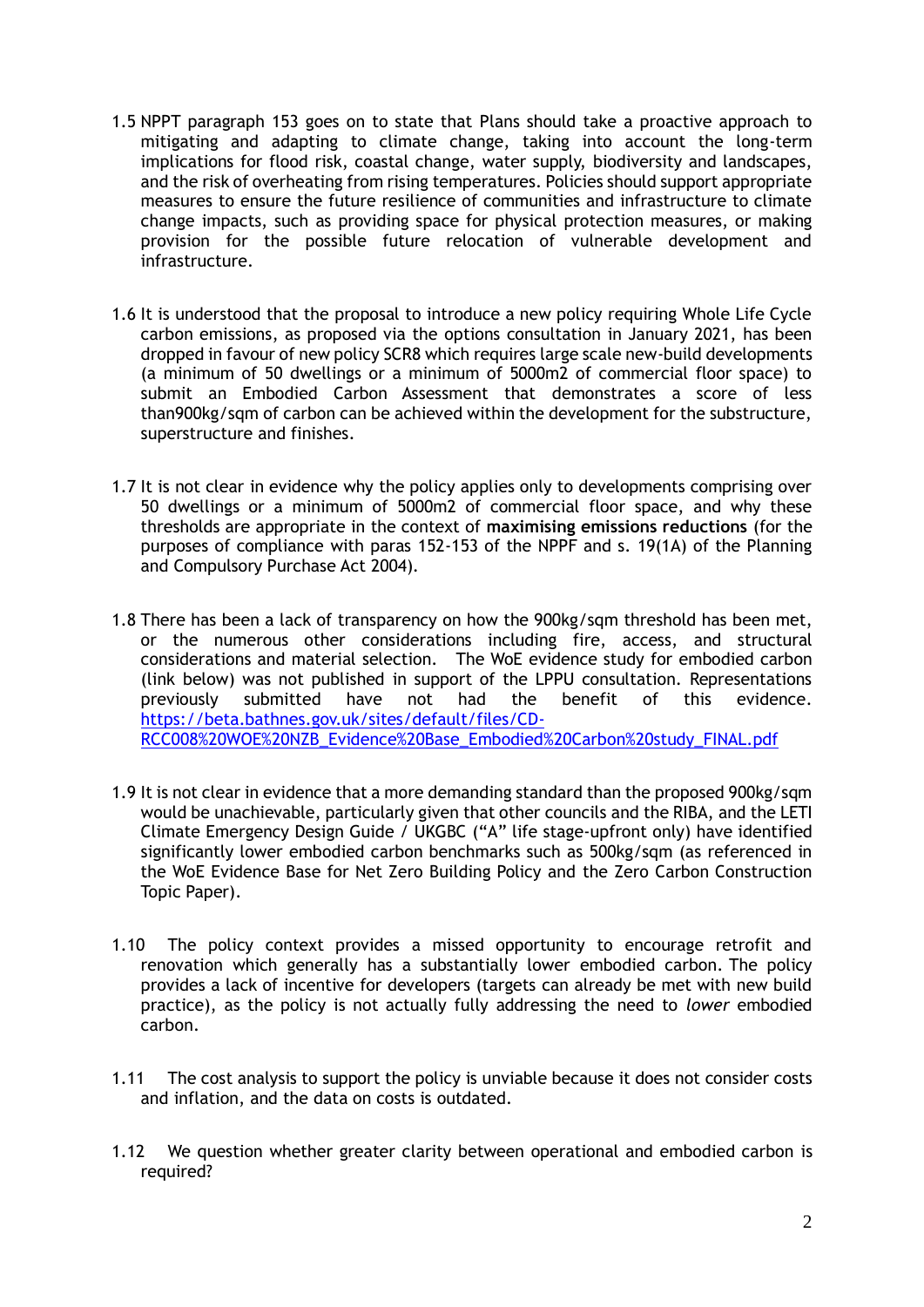1.5 NPPT paragraph 153 goes on to state that Plans should take a proactive approach to mitigating and adapting to climate change, taking into account the long-term implications for flood risk, coastal change, water supply, biodiversity and landscapes, and the risk of overheating from rising temperatures. Policies should support appropriate measures to ensure the future resilience of communities and infrastructure to climate change impacts, such as providing space for physical protection measures, or making provision for the possible future relocation of vulnerable development and infrastructure.

1.6 It is understood that the proposal to introduce a new policy requiring Whole Life Cycle carbon emissions, as proposed via the options consultation in January 2021, has been dropped in favour of new policy SCR8 which requires large scale new-build developments (a minimum of 50 dwellings or a minimum of 5000m2 of commercial floor space) to submit an Embodied Carbon Assessment that demonstrates a score of less than900kg/sqm of carbon can be achieved within the development for the substructure, superstructure and finishes.

1.7 It is not clear in evidence why the policy applies only to developments comprising over 50 dwellings or a minimum of 5000m2 of commercial floor space, and why these thresholds are appropriate in the context of **maximising emissions reductions** (for the purposes of compliance with paras 152-153 of the NPPF and s. 19(1A) of the Planning and Compulsory Purchase Act 2004).

1.8 There has been a lack of transparency on how the 900kg/sqm threshold has been met, or the numerous other considerations including fire, access, and structural considerations and material selection. The WoE evidence study for embodied carbon (link below) was not published in support of the LPPU consultation. Representations previously submitted have not had the benefit of this evidence. [https://beta.bathnes.gov.uk/sites/default/files/CD-RCC008%20WOE%20NZB_Evidence%20Base_Embodied%20Carbon%20study_FINAL.pdf](https://beta.bathnes.gov.uk/sites/default/files/CD-RCC008%20WOE%20NZB_Evidence%20Base_Embodied%20Carbon%20study_FINAL.pdf)

1.9 It is not clear in evidence that a more demanding standard than the proposed 900kg/sqm would be unachievable, particularly given that other councils and the RIBA, and the LETI Climate Emergency Design Guide / UKGBC ("A" life stage-upfront only) have identified significantly lower embodied carbon benchmarks such as 500kg/sqm (as referenced in the WoE Evidence Base for Net Zero Building Policy and the Zero Carbon Construction Topic Paper).

1.10 The policy context provides a missed opportunity to encourage retrofit and renovation which generally has a substantially lower embodied carbon. The policy provides a lack of incentive for developers (targets can already be met with new build practice), as the policy is not actually fully addressing the need to *lower* embodied carbon.

1.11 The cost analysis to support the policy is unviable because it does not consider costs and inflation, and the data on costs is outdated.

1.12 We question whether greater clarity between operational and embodied carbon is required?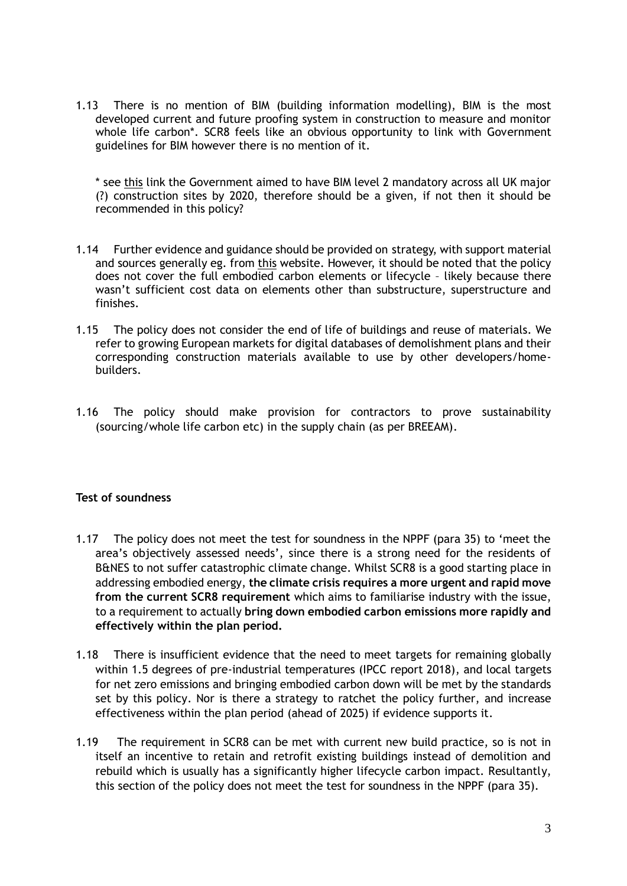1.13 There is no mention of BIM (building information modelling), BIM is the most developed current and future proofing system in construction to measure and monitor whole life carbon*. SCR8 feels like an obvious opportunity to link with Government guidelines for BIM however there is no mention of it.

\* see this link the Government aimed to have BIM level 2 mandatory across all UK major (?) construction sites by 2020, therefore should be a given, if not then it should be recommended in this policy?

1.14 Further evidence and guidance should be provided on strategy, with support material and sources generally eg. from this website. However, it should be noted that the policy does not cover the full embodied carbon elements or lifecycle – likely because there wasn't sufficient cost data on elements other than substructure, superstructure and finishes.

1.15 The policy does not consider the end of life of buildings and reuse of materials. We refer to growing European markets for digital databases of demolishment plans and their corresponding construction materials available to use by other developers/home-builders.

1.16 The policy should make provision for contractors to prove sustainability (sourcing/whole life carbon etc) in the supply chain (as per BREEAM).

**Test of soundness**

1.17 The policy does not meet the test for soundness in the NPPF (para 35) to 'meet the area's objectively assessed needs', since there is a strong need for the residents of B&NES to not suffer catastrophic climate change. Whilst SCR8 is a good starting place in addressing embodied energy, **the climate crisis requires a more urgent and rapid move from the current SCR8 requirement** which aims to familiarise industry with the issue, to a requirement to actually **bring down embodied carbon emissions more rapidly and effectively within the plan period.**

1.18 There is insufficient evidence that the need to meet targets for remaining globally within 1.5 degrees of pre-industrial temperatures (IPCC report 2018), and local targets for net zero emissions and bringing embodied carbon down will be met by the standards set by this policy. Nor is there a strategy to ratchet the policy further, and increase effectiveness within the plan period (ahead of 2025) if evidence supports it.

1.19 The requirement in SCR8 can be met with current new build practice, so is not in itself an incentive to retain and retrofit existing buildings instead of demolition and rebuild which is usually has a significantly higher lifecycle carbon impact. Resultantly, this section of the policy does not meet the test for soundness in the NPPF (para 35).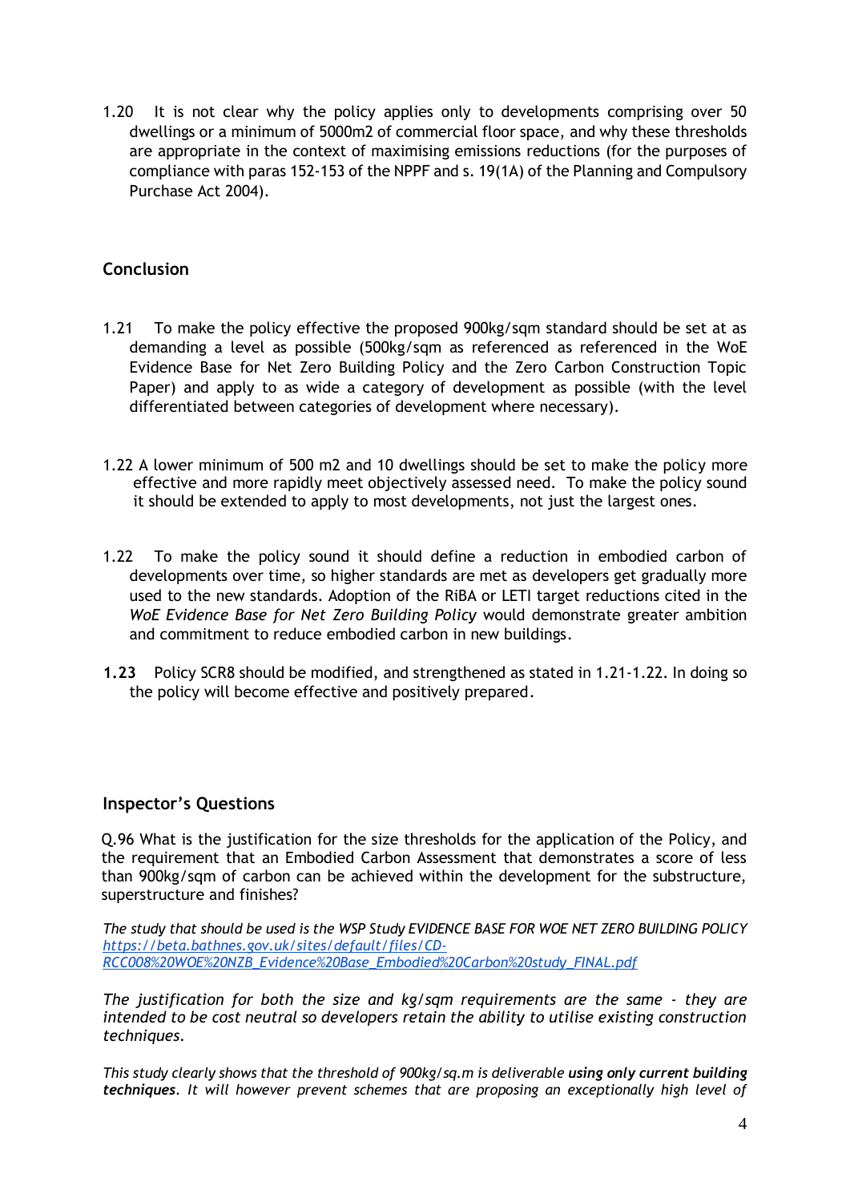1.20 It is not clear why the policy applies only to developments comprising over 50 dwellings or a minimum of 5000m2 of commercial floor space, and why these thresholds are appropriate in the context of maximising emissions reductions (for the purposes of compliance with paras 152-153 of the NPPF and s. 19(1A) of the Planning and Compulsory Purchase Act 2004).

## Conclusion

1.21 To make the policy effective the proposed 900kg/sqm standard should be set at as demanding a level as possible (500kg/sqm as referenced as referenced in the WoE Evidence Base for Net Zero Building Policy and the Zero Carbon Construction Topic Paper) and apply to as wide a category of development as possible (with the level differentiated between categories of development where necessary).

1.22 A lower minimum of 500 m2 and 10 dwellings should be set to make the policy more effective and more rapidly meet objectively assessed need. To make the policy sound it should be extended to apply to most developments, not just the largest ones.

1.22 To make the policy sound it should define a reduction in embodied carbon of developments over time, so higher standards are met as developers get gradually more used to the new standards. Adoption of the RiBA or LETI target reductions cited in the *WoE Evidence Base for Net Zero Building Policy* would demonstrate greater ambition and commitment to reduce embodied carbon in new buildings.

**1.23** Policy SCR8 should be modified, and strengthened as stated in 1.21-1.22. In doing so the policy will become effective and positively prepared.

## Inspector's Questions

Q.96 What is the justification for the size thresholds for the application of the Policy, and the requirement that an Embodied Carbon Assessment that demonstrates a score of less than 900kg/sqm of carbon can be achieved within the development for the substructure, superstructure and finishes?

*The study that should be used is the WSP Study EVIDENCE BASE FOR WOE NET ZERO BUILDING POLICY* *https://beta.bathnes.gov.uk/sites/default/files/CD-RCC008%20WOE%20NZB_Evidence%20Base_Embodied%20Carbon%20study_FINAL.pdf*

*The justification for both the size and kg/sqm requirements are the same - they are intended to be cost neutral so developers retain the ability to utilise existing construction techniques.*

*This study clearly shows that the threshold of 900kg/sq.m is deliverable* ***using only current building techniques****. It will however prevent schemes that are proposing an exceptionally high level of*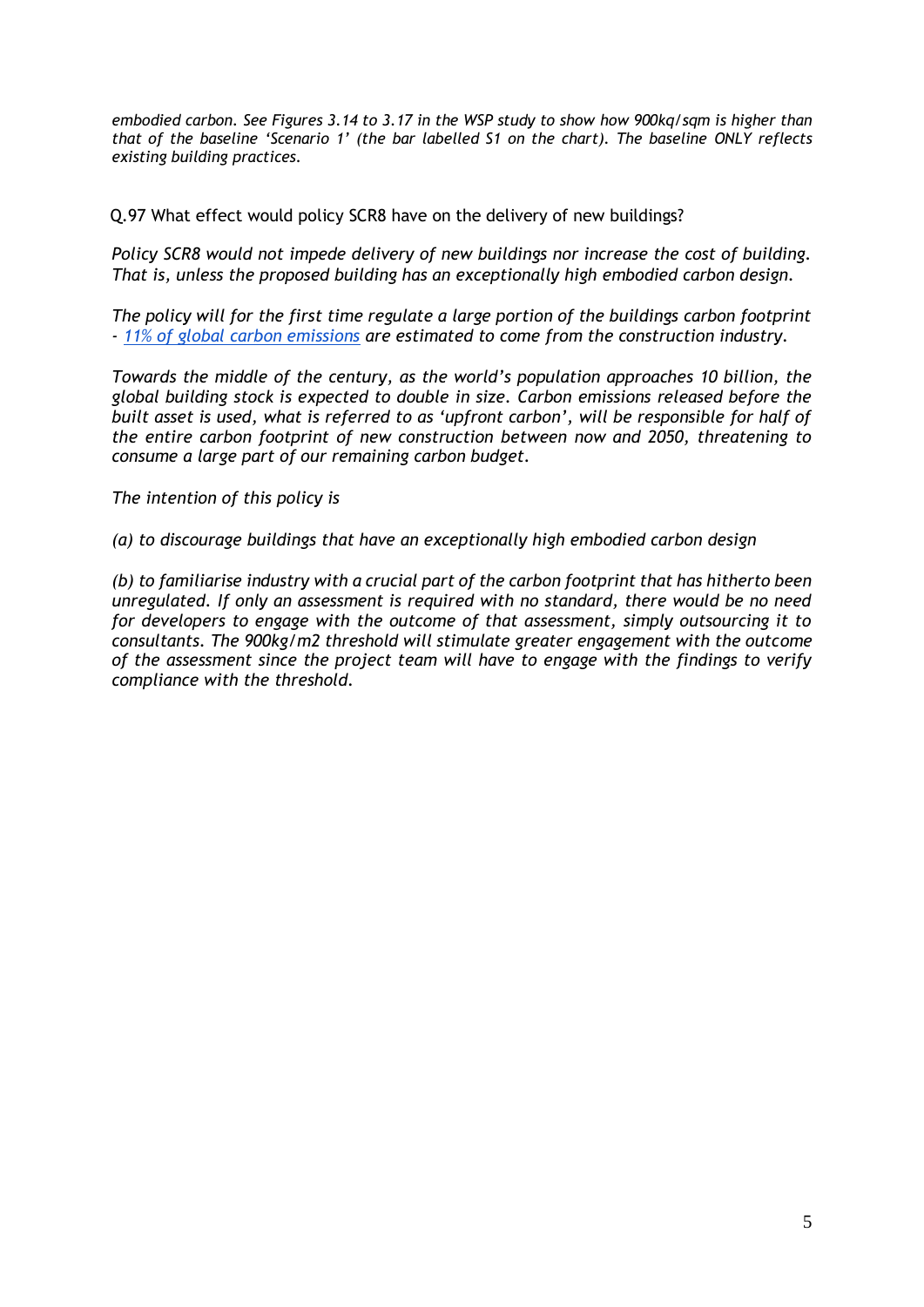*embodied carbon. See Figures 3.14 to 3.17 in the WSP study to show how 900kq/sqm is higher than that of the baseline 'Scenario 1' (the bar labelled S1 on the chart). The baseline ONLY reflects existing building practices.*

Q.97 What effect would policy SCR8 have on the delivery of new buildings?

*Policy SCR8 would not impede delivery of new buildings nor increase the cost of building. That is, unless the proposed building has an exceptionally high embodied carbon design.*

*The policy will for the first time regulate a large portion of the buildings carbon footprint - 11% of global carbon emissions are estimated to come from the construction industry.*

*Towards the middle of the century, as the world's population approaches 10 billion, the global building stock is expected to double in size. Carbon emissions released before the built asset is used, what is referred to as 'upfront carbon', will be responsible for half of the entire carbon footprint of new construction between now and 2050, threatening to consume a large part of our remaining carbon budget.*

*The intention of this policy is*

*(a) to discourage buildings that have an exceptionally high embodied carbon design*

*(b) to familiarise industry with a crucial part of the carbon footprint that has hitherto been unregulated. If only an assessment is required with no standard, there would be no need for developers to engage with the outcome of that assessment, simply outsourcing it to consultants. The 900kg/m2 threshold will stimulate greater engagement with the outcome of the assessment since the project team will have to engage with the findings to verify compliance with the threshold.*